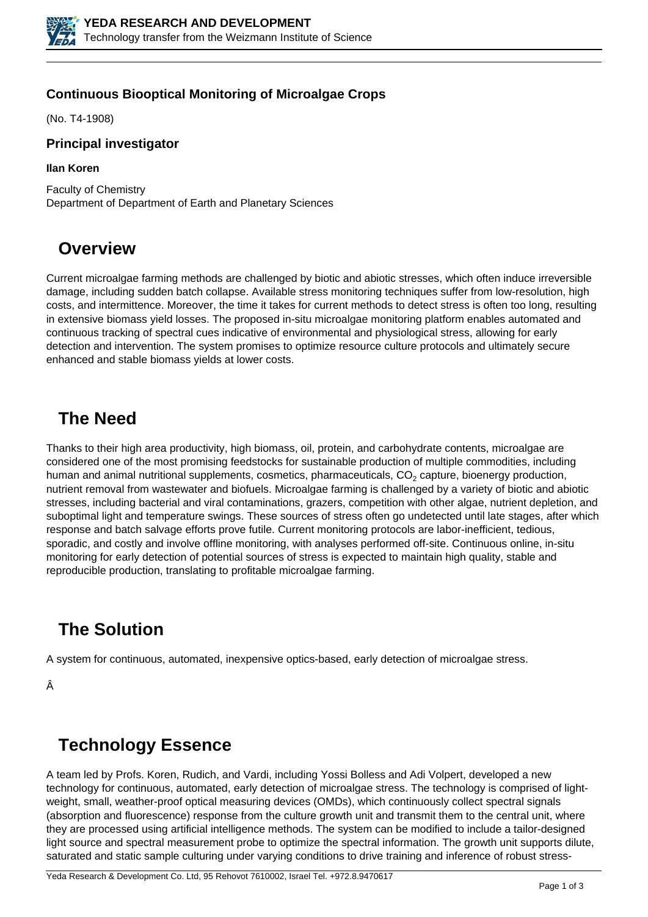### Continuous Biooptical Monitoring of Microalgae Crops

(No. T4-1908)

#### Principal investigator

**Ilan Koren**

Faculty of Chemistry
Department of Department of Earth and Planetary Sciences

## Overview

Current microalgae farming methods are challenged by biotic and abiotic stresses, which often induce irreversible damage, including sudden batch collapse. Available stress monitoring techniques suffer from low-resolution, high costs, and intermittence. Moreover, the time it takes for current methods to detect stress is often too long, resulting in extensive biomass yield losses. The proposed in-situ microalgae monitoring platform enables automated and continuous tracking of spectral cues indicative of environmental and physiological stress, allowing for early detection and intervention. The system promises to optimize resource culture protocols and ultimately secure enhanced and stable biomass yields at lower costs.

## The Need

Thanks to their high area productivity, high biomass, oil, protein, and carbohydrate contents, microalgae are considered one of the most promising feedstocks for sustainable production of multiple commodities, including human and animal nutritional supplements, cosmetics, pharmaceuticals, $CO_2$ capture, bioenergy production, nutrient removal from wastewater and biofuels. Microalgae farming is challenged by a variety of biotic and abiotic stresses, including bacterial and viral contaminations, grazers, competition with other algae, nutrient depletion, and suboptimal light and temperature swings. These sources of stress often go undetected until late stages, after which response and batch salvage efforts prove futile. Current monitoring protocols are labor-inefficient, tedious, sporadic, and costly and involve offline monitoring, with analyses performed off-site. Continuous online, in-situ monitoring for early detection of potential sources of stress is expected to maintain high quality, stable and reproducible production, translating to profitable microalgae farming.

## The Solution

A system for continuous, automated, inexpensive optics-based, early detection of microalgae stress.

Â

## Technology Essence

A team led by Profs. Koren, Rudich, and Vardi, including Yossi Bolless and Adi Volpert, developed a new technology for continuous, automated, early detection of microalgae stress. The technology is comprised of light-weight, small, weather-proof optical measuring devices (OMDs), which continuously collect spectral signals (absorption and fluorescence) response from the culture growth unit and transmit them to the central unit, where they are processed using artificial intelligence methods. The system can be modified to include a tailor-designed light source and spectral measurement probe to optimize the spectral information. The growth unit supports dilute, saturated and static sample culturing under varying conditions to drive training and inference of robust stress-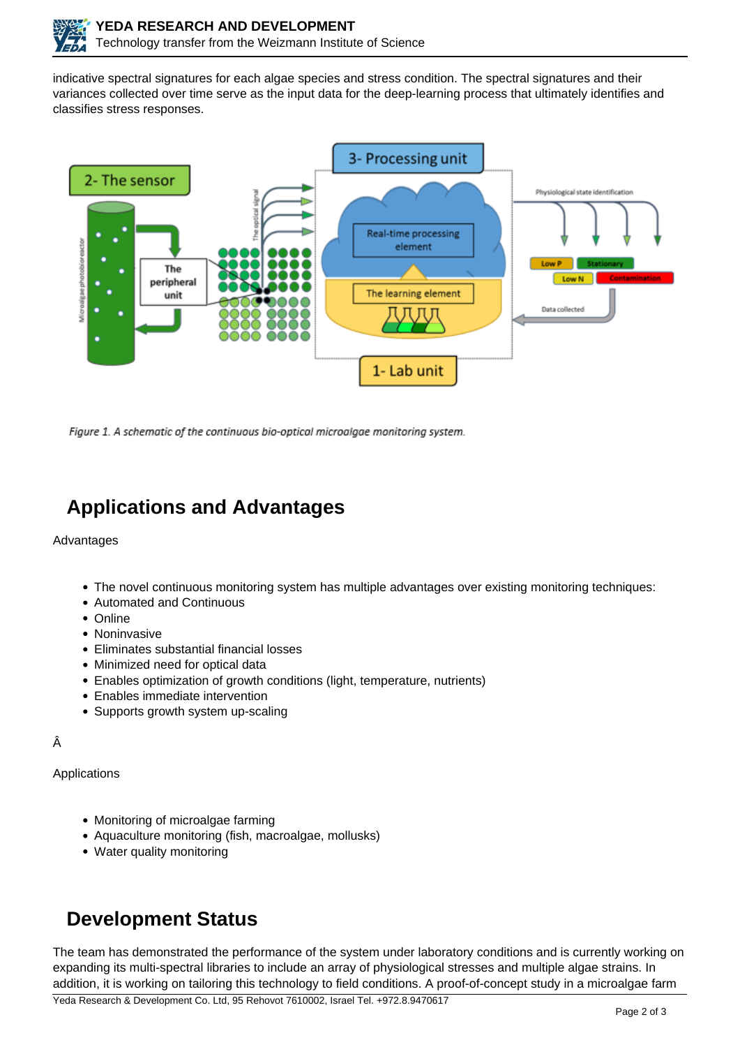indicative spectral signatures for each algae species and stress condition. The spectral signatures and their variances collected over time serve as the input data for the deep-learning process that ultimately identifies and classifies stress responses.

3- Processing unit

2- The sensor

Microalgae photobioreactor

The peripheral unit

The optical signal

Real-time processing element

The learning element

Physiological state identification

Low P

Stationary

Low N

Contamination

Data collected

1- Lab unit

*Figure 1. A schematic of the continuous bio-optical microalgae monitoring system.*

## Applications and Advantages

Advantages

- The novel continuous monitoring system has multiple advantages over existing monitoring techniques:
- Automated and Continuous
- Online
- Noninvasive
- Eliminates substantial financial losses
- Minimized need for optical data
- Enables optimization of growth conditions (light, temperature, nutrients)
- Enables immediate intervention
- Supports growth system up-scaling

Â

Applications

- Monitoring of microalgae farming
- Aquaculture monitoring (fish, macroalgae, mollusks)
- Water quality monitoring

## Development Status

The team has demonstrated the performance of the system under laboratory conditions and is currently working on expanding its multi-spectral libraries to include an array of physiological stresses and multiple algae strains. In addition, it is working on tailoring this technology to field conditions. A proof-of-concept study in a microalgae farm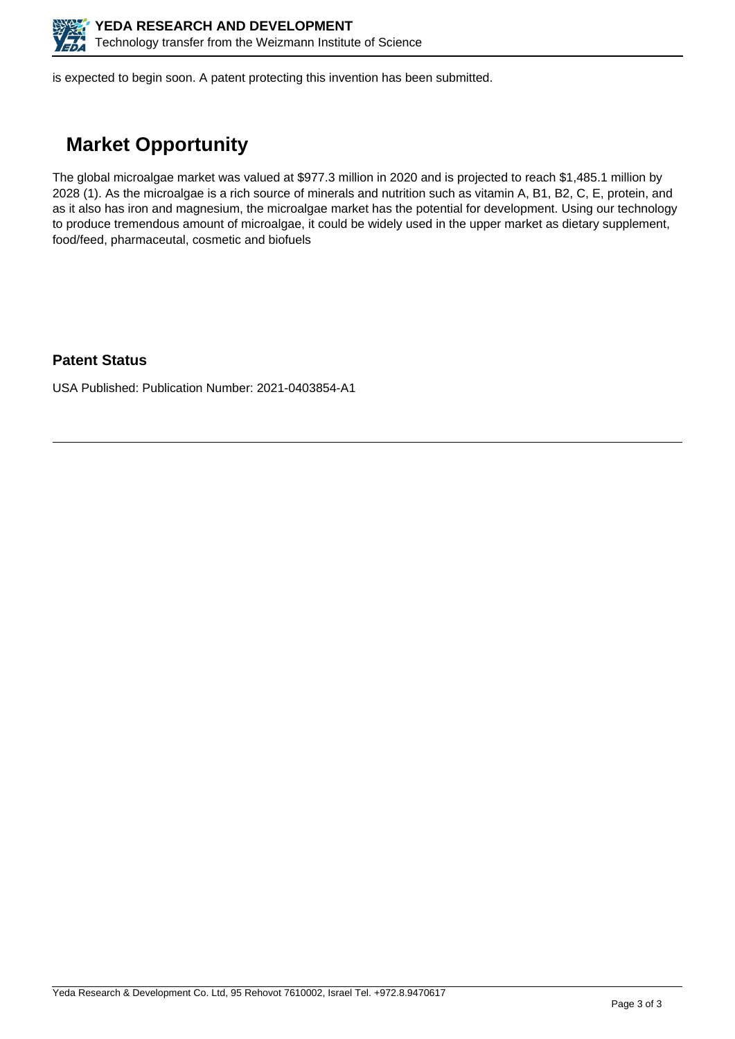is expected to begin soon. A patent protecting this invention has been submitted.

## Market Opportunity

The global microalgae market was valued at $977.3 million in 2020 and is projected to reach $1,485.1 million by 2028 (1). As the microalgae is a rich source of minerals and nutrition such as vitamin A, B1, B2, C, E, protein, and as it also has iron and magnesium, the microalgae market has the potential for development. Using our technology to produce tremendous amount of microalgae, it could be widely used in the upper market as dietary supplement, food/feed, pharmaceutal, cosmetic and biofuels

### Patent Status

USA Published: Publication Number: 2021-0403854-A1